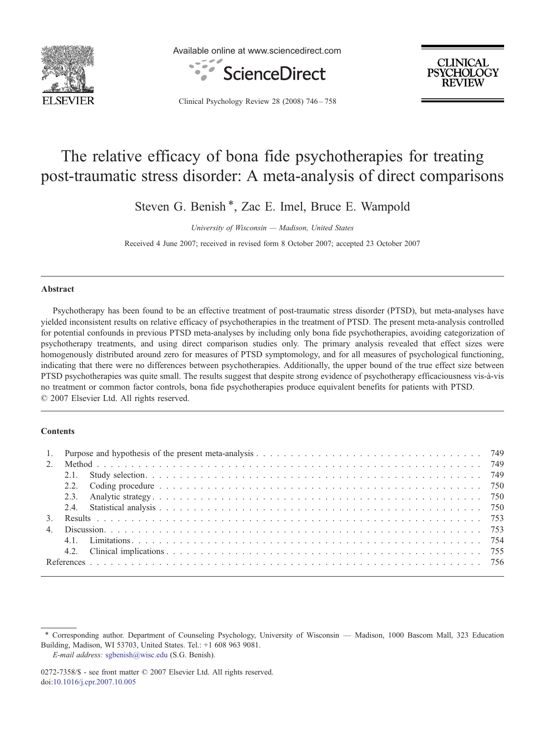# The relative efficacy of bona fide psychotherapies for treating post-traumatic stress disorder: A meta-analysis of direct comparisons

Steven G. Benish *, Zac E. Imel, Bruce E. Wampold

*University of Wisconsin — Madison, United States*

Received 4 June 2007; received in revised form 8 October 2007; accepted 23 October 2007

## Abstract

Psychotherapy has been found to be an effective treatment of post-traumatic stress disorder (PTSD), but meta-analyses have yielded inconsistent results on relative efficacy of psychotherapies in the treatment of PTSD. The present meta-analysis controlled for potential confounds in previous PTSD meta-analyses by including only bona fide psychotherapies, avoiding categorization of psychotherapy treatments, and using direct comparison studies only. The primary analysis revealed that effect sizes were homogenously distributed around zero for measures of PTSD symptomology, and for all measures of psychological functioning, indicating that there were no differences between psychotherapies. Additionally, the upper bound of the true effect size between PTSD psychotherapies was quite small. The results suggest that despite strong evidence of psychotherapy efficaciousness vis-à-vis no treatment or common factor controls, bona fide psychotherapies produce equivalent benefits for patients with PTSD.
© 2007 Elsevier Ltd. All rights reserved.

## Contents

1. Purpose and hypothesis of the present meta-analysis . . . 749
2. Method . . . 749
   - 2.1. Study selection . . . 749
   - 2.2. Coding procedure . . . 750
   - 2.3. Analytic strategy . . . 750
   - 2.4. Statistical analysis . . . 750
3. Results . . . 753
4. Discussion . . . 753
   - 4.1. Limitations . . . 754
   - 4.2. Clinical implications . . . 755

References . . . 756

---

* Corresponding author. Department of Counseling Psychology, University of Wisconsin — Madison, 1000 Bascom Mall, 323 Education Building, Madison, WI 53703, United States. Tel.: +1 608 963 9081.
*E-mail address:* sgbenish@wisc.edu (S.G. Benish).

0272-7358/$ - see front matter © 2007 Elsevier Ltd. All rights reserved.
doi:10.1016/j.cpr.2007.10.005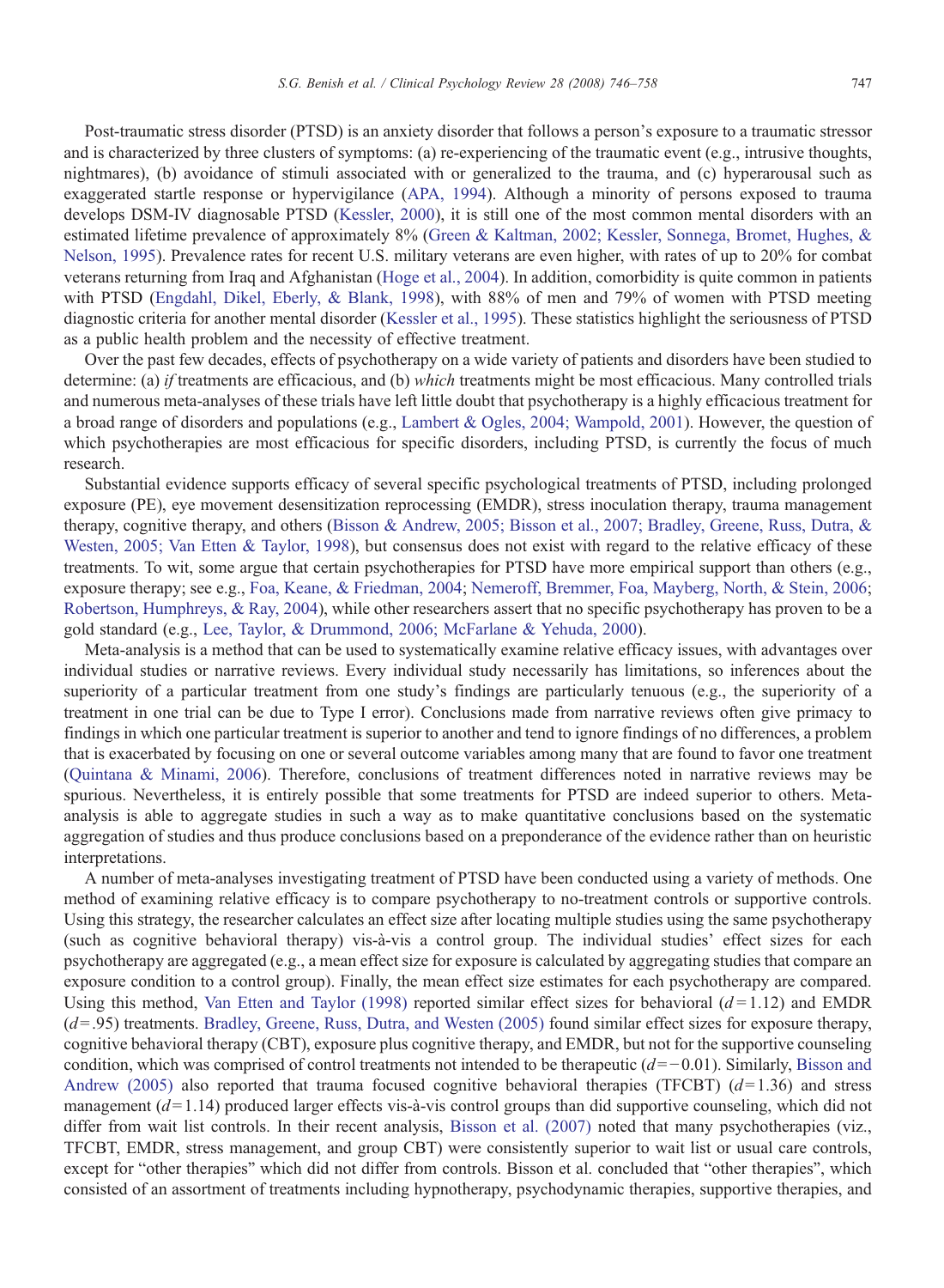Post-traumatic stress disorder (PTSD) is an anxiety disorder that follows a person's exposure to a traumatic stressor and is characterized by three clusters of symptoms: (a) re-experiencing of the traumatic event (e.g., intrusive thoughts, nightmares), (b) avoidance of stimuli associated with or generalized to the trauma, and (c) hyperarousal such as exaggerated startle response or hypervigilance (APA, 1994). Although a minority of persons exposed to trauma develops DSM-IV diagnosable PTSD (Kessler, 2000), it is still one of the most common mental disorders with an estimated lifetime prevalence of approximately 8% (Green & Kaltman, 2002; Kessler, Sonnega, Bromet, Hughes, & Nelson, 1995). Prevalence rates for recent U.S. military veterans are even higher, with rates of up to 20% for combat veterans returning from Iraq and Afghanistan (Hoge et al., 2004). In addition, comorbidity is quite common in patients with PTSD (Engdahl, Dikel, Eberly, & Blank, 1998), with 88% of men and 79% of women with PTSD meeting diagnostic criteria for another mental disorder (Kessler et al., 1995). These statistics highlight the seriousness of PTSD as a public health problem and the necessity of effective treatment.

Over the past few decades, effects of psychotherapy on a wide variety of patients and disorders have been studied to determine: (a) *if* treatments are efficacious, and (b) *which* treatments might be most efficacious. Many controlled trials and numerous meta-analyses of these trials have left little doubt that psychotherapy is a highly efficacious treatment for a broad range of disorders and populations (e.g., Lambert & Ogles, 2004; Wampold, 2001). However, the question of which psychotherapies are most efficacious for specific disorders, including PTSD, is currently the focus of much research.

Substantial evidence supports efficacy of several specific psychological treatments of PTSD, including prolonged exposure (PE), eye movement desensitization reprocessing (EMDR), stress inoculation therapy, trauma management therapy, cognitive therapy, and others (Bisson & Andrew, 2005; Bisson et al., 2007; Bradley, Greene, Russ, Dutra, & Westen, 2005; Van Etten & Taylor, 1998), but consensus does not exist with regard to the relative efficacy of these treatments. To wit, some argue that certain psychotherapies for PTSD have more empirical support than others (e.g., exposure therapy; see e.g., Foa, Keane, & Friedman, 2004; Nemeroff, Bremmer, Foa, Mayberg, North, & Stein, 2006; Robertson, Humphreys, & Ray, 2004), while other researchers assert that no specific psychotherapy has proven to be a gold standard (e.g., Lee, Taylor, & Drummond, 2006; McFarlane & Yehuda, 2000).

Meta-analysis is a method that can be used to systematically examine relative efficacy issues, with advantages over individual studies or narrative reviews. Every individual study necessarily has limitations, so inferences about the superiority of a particular treatment from one study's findings are particularly tenuous (e.g., the superiority of a treatment in one trial can be due to Type I error). Conclusions made from narrative reviews often give primacy to findings in which one particular treatment is superior to another and tend to ignore findings of no differences, a problem that is exacerbated by focusing on one or several outcome variables among many that are found to favor one treatment (Quintana & Minami, 2006). Therefore, conclusions of treatment differences noted in narrative reviews may be spurious. Nevertheless, it is entirely possible that some treatments for PTSD are indeed superior to others. Meta-analysis is able to aggregate studies in such a way as to make quantitative conclusions based on the systematic aggregation of studies and thus produce conclusions based on a preponderance of the evidence rather than on heuristic interpretations.

A number of meta-analyses investigating treatment of PTSD have been conducted using a variety of methods. One method of examining relative efficacy is to compare psychotherapy to no-treatment controls or supportive controls. Using this strategy, the researcher calculates an effect size after locating multiple studies using the same psychotherapy (such as cognitive behavioral therapy) vis-à-vis a control group. The individual studies' effect sizes for each psychotherapy are aggregated (e.g., a mean effect size for exposure is calculated by aggregating studies that compare an exposure condition to a control group). Finally, the mean effect size estimates for each psychotherapy are compared. Using this method, Van Etten and Taylor (1998) reported similar effect sizes for behavioral ($d=1.12$) and EMDR ($d=.95$) treatments. Bradley, Greene, Russ, Dutra, and Westen (2005) found similar effect sizes for exposure therapy, cognitive behavioral therapy (CBT), exposure plus cognitive therapy, and EMDR, but not for the supportive counseling condition, which was comprised of control treatments not intended to be therapeutic ($d=-0.01$). Similarly, Bisson and Andrew (2005) also reported that trauma focused cognitive behavioral therapies (TFCBT) ($d=1.36$) and stress management ($d=1.14$) produced larger effects vis-à-vis control groups than did supportive counseling, which did not differ from wait list controls. In their recent analysis, Bisson et al. (2007) noted that many psychotherapies (viz., TFCBT, EMDR, stress management, and group CBT) were consistently superior to wait list or usual care controls, except for "other therapies" which did not differ from controls. Bisson et al. concluded that "other therapies", which consisted of an assortment of treatments including hypnotherapy, psychodynamic therapies, supportive therapies, and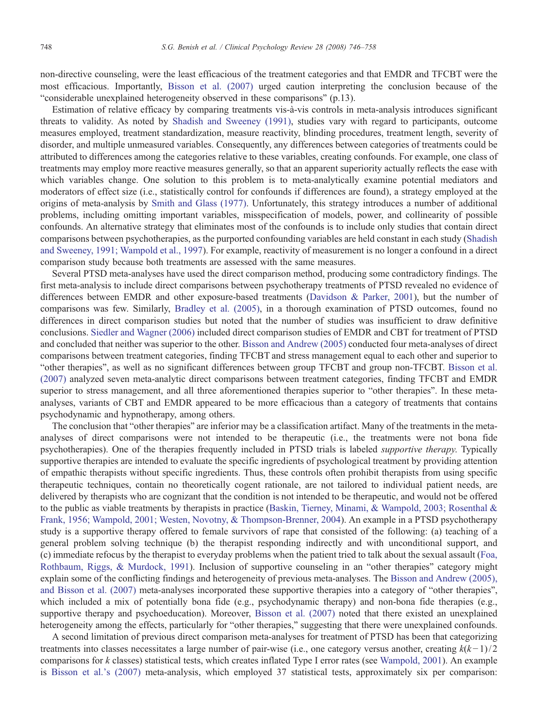non-directive counseling, were the least efficacious of the treatment categories and that EMDR and TFCBT were the most efficacious. Importantly, Bisson et al. (2007) urged caution interpreting the conclusion because of the "considerable unexplained heterogeneity observed in these comparisons" (p.13).

Estimation of relative efficacy by comparing treatments vis-à-vis controls in meta-analysis introduces significant threats to validity. As noted by Shadish and Sweeney (1991), studies vary with regard to participants, outcome measures employed, treatment standardization, measure reactivity, blinding procedures, treatment length, severity of disorder, and multiple unmeasured variables. Consequently, any differences between categories of treatments could be attributed to differences among the categories relative to these variables, creating confounds. For example, one class of treatments may employ more reactive measures generally, so that an apparent superiority actually reflects the ease with which variables change. One solution to this problem is to meta-analytically examine potential mediators and moderators of effect size (i.e., statistically control for confounds if differences are found), a strategy employed at the origins of meta-analysis by Smith and Glass (1977). Unfortunately, this strategy introduces a number of additional problems, including omitting important variables, misspecification of models, power, and collinearity of possible confounds. An alternative strategy that eliminates most of the confounds is to include only studies that contain direct comparisons between psychotherapies, as the purported confounding variables are held constant in each study (Shadish and Sweeney, 1991; Wampold et al., 1997). For example, reactivity of measurement is no longer a confound in a direct comparison study because both treatments are assessed with the same measures.

Several PTSD meta-analyses have used the direct comparison method, producing some contradictory findings. The first meta-analysis to include direct comparisons between psychotherapy treatments of PTSD revealed no evidence of differences between EMDR and other exposure-based treatments (Davidson & Parker, 2001), but the number of comparisons was few. Similarly, Bradley et al. (2005), in a thorough examination of PTSD outcomes, found no differences in direct comparison studies but noted that the number of studies was insufficient to draw definitive conclusions. Siedler and Wagner (2006) included direct comparison studies of EMDR and CBT for treatment of PTSD and concluded that neither was superior to the other. Bisson and Andrew (2005) conducted four meta-analyses of direct comparisons between treatment categories, finding TFCBT and stress management equal to each other and superior to "other therapies", as well as no significant differences between group TFCBT and group non-TFCBT. Bisson et al. (2007) analyzed seven meta-analytic direct comparisons between treatment categories, finding TFCBT and EMDR superior to stress management, and all three aforementioned therapies superior to "other therapies". In these meta-analyses, variants of CBT and EMDR appeared to be more efficacious than a category of treatments that contains psychodynamic and hypnotherapy, among others.

The conclusion that "other therapies" are inferior may be a classification artifact. Many of the treatments in the meta-analyses of direct comparisons were not intended to be therapeutic (i.e., the treatments were not bona fide psychotherapies). One of the therapies frequently included in PTSD trials is labeled *supportive therapy.* Typically supportive therapies are intended to evaluate the specific ingredients of psychological treatment by providing attention of empathic therapists without specific ingredients. Thus, these controls often prohibit therapists from using specific therapeutic techniques, contain no theoretically cogent rationale, are not tailored to individual patient needs, are delivered by therapists who are cognizant that the condition is not intended to be therapeutic, and would not be offered to the public as viable treatments by therapists in practice (Baskin, Tierney, Minami, & Wampold, 2003; Rosenthal & Frank, 1956; Wampold, 2001; Westen, Novotny, & Thompson-Brenner, 2004). An example in a PTSD psychotherapy study is a supportive therapy offered to female survivors of rape that consisted of the following: (a) teaching of a general problem solving technique (b) the therapist responding indirectly and with unconditional support, and (c) immediate refocus by the therapist to everyday problems when the patient tried to talk about the sexual assault (Foa, Rothbaum, Riggs, & Murdock, 1991). Inclusion of supportive counseling in an "other therapies" category might explain some of the conflicting findings and heterogeneity of previous meta-analyses. The Bisson and Andrew (2005), and Bisson et al. (2007) meta-analyses incorporated these supportive therapies into a category of "other therapies", which included a mix of potentially bona fide (e.g., psychodynamic therapy) and non-bona fide therapies (e.g., supportive therapy and psychoeducation). Moreover, Bisson et al. (2007) noted that there existed an unexplained heterogeneity among the effects, particularly for "other therapies," suggesting that there were unexplained confounds.

A second limitation of previous direct comparison meta-analyses for treatment of PTSD has been that categorizing treatments into classes necessitates a large number of pair-wise (i.e., one category versus another, creating $k(k-1)/2$ comparisons for $k$ classes) statistical tests, which creates inflated Type I error rates (see Wampold, 2001). An example is Bisson et al.'s (2007) meta-analysis, which employed 37 statistical tests, approximately six per comparison: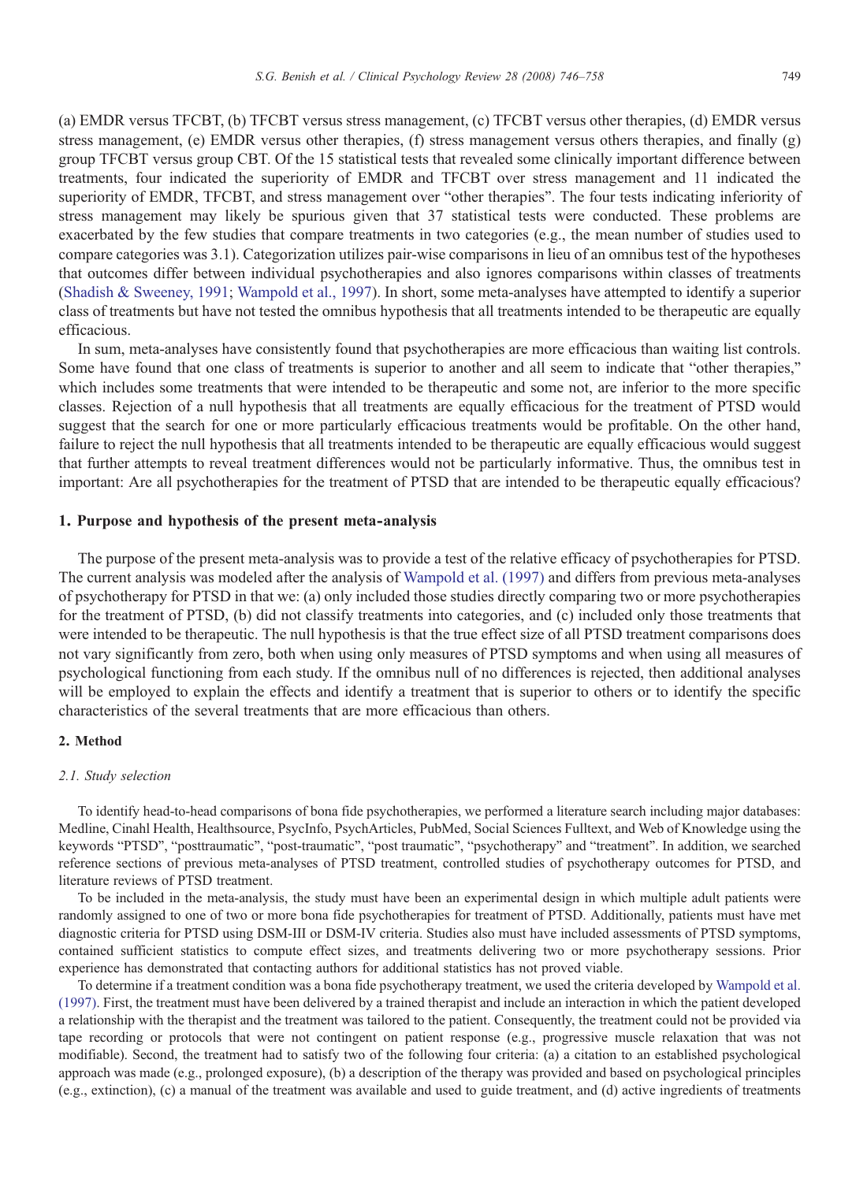(a) EMDR versus TFCBT, (b) TFCBT versus stress management, (c) TFCBT versus other therapies, (d) EMDR versus stress management, (e) EMDR versus other therapies, (f) stress management versus others therapies, and finally (g) group TFCBT versus group CBT. Of the 15 statistical tests that revealed some clinically important difference between treatments, four indicated the superiority of EMDR and TFCBT over stress management and 11 indicated the superiority of EMDR, TFCBT, and stress management over "other therapies". The four tests indicating inferiority of stress management may likely be spurious given that 37 statistical tests were conducted. These problems are exacerbated by the few studies that compare treatments in two categories (e.g., the mean number of studies used to compare categories was 3.1). Categorization utilizes pair-wise comparisons in lieu of an omnibus test of the hypotheses that outcomes differ between individual psychotherapies and also ignores comparisons within classes of treatments (Shadish & Sweeney, 1991; Wampold et al., 1997). In short, some meta-analyses have attempted to identify a superior class of treatments but have not tested the omnibus hypothesis that all treatments intended to be therapeutic are equally efficacious.

In sum, meta-analyses have consistently found that psychotherapies are more efficacious than waiting list controls. Some have found that one class of treatments is superior to another and all seem to indicate that "other therapies," which includes some treatments that were intended to be therapeutic and some not, are inferior to the more specific classes. Rejection of a null hypothesis that all treatments are equally efficacious for the treatment of PTSD would suggest that the search for one or more particularly efficacious treatments would be profitable. On the other hand, failure to reject the null hypothesis that all treatments intended to be therapeutic are equally efficacious would suggest that further attempts to reveal treatment differences would not be particularly informative. Thus, the omnibus test in important: Are all psychotherapies for the treatment of PTSD that are intended to be therapeutic equally efficacious?

## 1. Purpose and hypothesis of the present meta-analysis

The purpose of the present meta-analysis was to provide a test of the relative efficacy of psychotherapies for PTSD. The current analysis was modeled after the analysis of Wampold et al. (1997) and differs from previous meta-analyses of psychotherapy for PTSD in that we: (a) only included those studies directly comparing two or more psychotherapies for the treatment of PTSD, (b) did not classify treatments into categories, and (c) included only those treatments that were intended to be therapeutic. The null hypothesis is that the true effect size of all PTSD treatment comparisons does not vary significantly from zero, both when using only measures of PTSD symptoms and when using all measures of psychological functioning from each study. If the omnibus null of no differences is rejected, then additional analyses will be employed to explain the effects and identify a treatment that is superior to others or to identify the specific characteristics of the several treatments that are more efficacious than others.

## 2. Method

### *2.1. Study selection*

To identify head-to-head comparisons of bona fide psychotherapies, we performed a literature search including major databases: Medline, Cinahl Health, Healthsource, PsycInfo, PsychArticles, PubMed, Social Sciences Fulltext, and Web of Knowledge using the keywords "PTSD", "posttraumatic", "post-traumatic", "post traumatic", "psychotherapy" and "treatment". In addition, we searched reference sections of previous meta-analyses of PTSD treatment, controlled studies of psychotherapy outcomes for PTSD, and literature reviews of PTSD treatment.

To be included in the meta-analysis, the study must have been an experimental design in which multiple adult patients were randomly assigned to one of two or more bona fide psychotherapies for treatment of PTSD. Additionally, patients must have met diagnostic criteria for PTSD using DSM-III or DSM-IV criteria. Studies also must have included assessments of PTSD symptoms, contained sufficient statistics to compute effect sizes, and treatments delivering two or more psychotherapy sessions. Prior experience has demonstrated that contacting authors for additional statistics has not proved viable.

To determine if a treatment condition was a bona fide psychotherapy treatment, we used the criteria developed by Wampold et al. (1997). First, the treatment must have been delivered by a trained therapist and include an interaction in which the patient developed a relationship with the therapist and the treatment was tailored to the patient. Consequently, the treatment could not be provided via tape recording or protocols that were not contingent on patient response (e.g., progressive muscle relaxation that was not modifiable). Second, the treatment had to satisfy two of the following four criteria: (a) a citation to an established psychological approach was made (e.g., prolonged exposure), (b) a description of the therapy was provided and based on psychological principles (e.g., extinction), (c) a manual of the treatment was available and used to guide treatment, and (d) active ingredients of treatments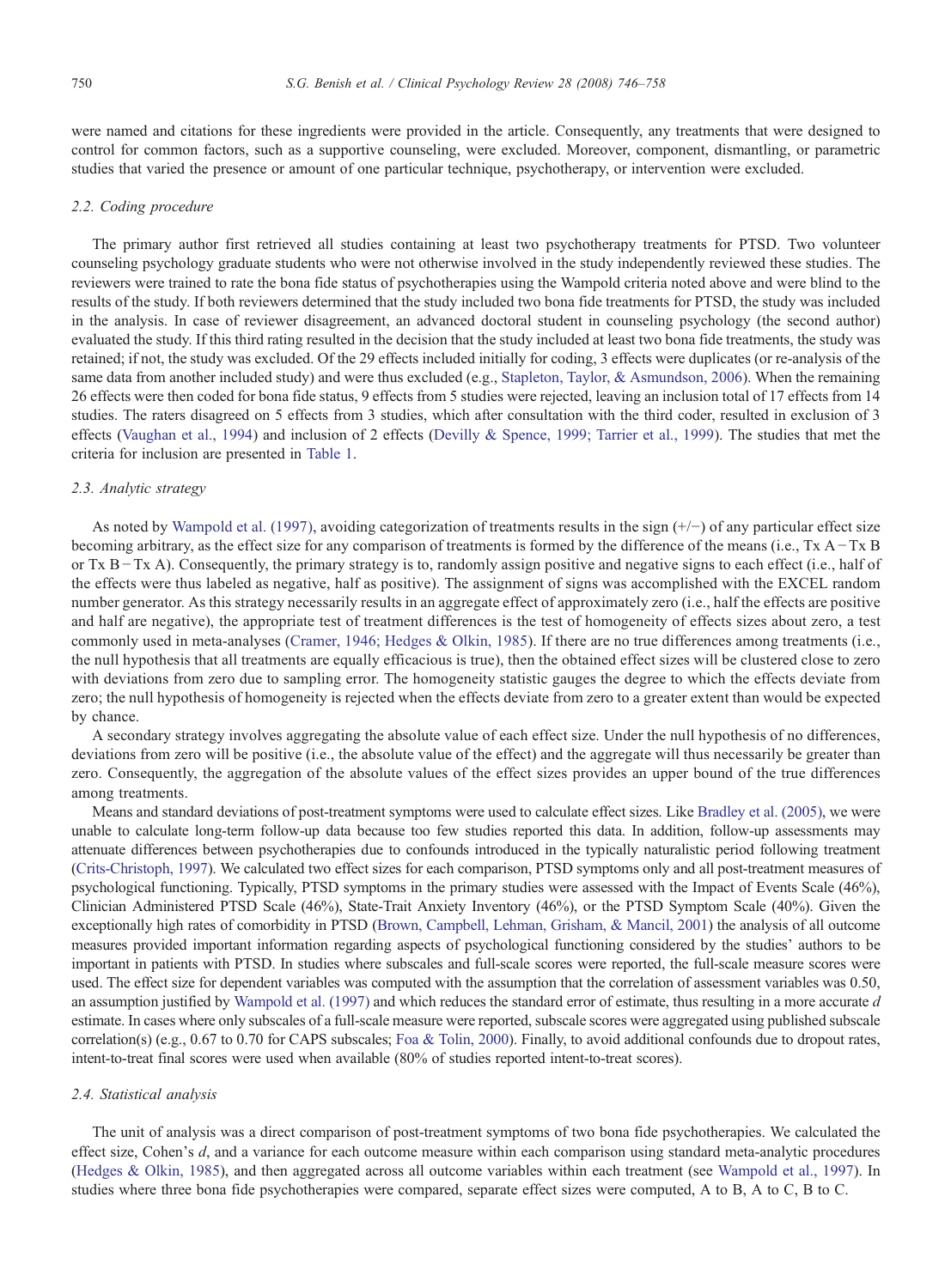were named and citations for these ingredients were provided in the article. Consequently, any treatments that were designed to control for common factors, such as a supportive counseling, were excluded. Moreover, component, dismantling, or parametric studies that varied the presence or amount of one particular technique, psychotherapy, or intervention were excluded.

### 2.2. Coding procedure

The primary author first retrieved all studies containing at least two psychotherapy treatments for PTSD. Two volunteer counseling psychology graduate students who were not otherwise involved in the study independently reviewed these studies. The reviewers were trained to rate the bona fide status of psychotherapies using the Wampold criteria noted above and were blind to the results of the study. If both reviewers determined that the study included two bona fide treatments for PTSD, the study was included in the analysis. In case of reviewer disagreement, an advanced doctoral student in counseling psychology (the second author) evaluated the study. If this third rating resulted in the decision that the study included at least two bona fide treatments, the study was retained; if not, the study was excluded. Of the 29 effects included initially for coding, 3 effects were duplicates (or re-analysis of the same data from another included study) and were thus excluded (e.g., Stapleton, Taylor, & Asmundson, 2006). When the remaining 26 effects were then coded for bona fide status, 9 effects from 5 studies were rejected, leaving an inclusion total of 17 effects from 14 studies. The raters disagreed on 5 effects from 3 studies, which after consultation with the third coder, resulted in exclusion of 3 effects (Vaughan et al., 1994) and inclusion of 2 effects (Devilly & Spence, 1999; Tarrier et al., 1999). The studies that met the criteria for inclusion are presented in Table 1.

### 2.3. Analytic strategy

As noted by Wampold et al. (1997), avoiding categorization of treatments results in the sign (+/−) of any particular effect size becoming arbitrary, as the effect size for any comparison of treatments is formed by the difference of the means (i.e., Tx A − Tx B or Tx B − Tx A). Consequently, the primary strategy is to, randomly assign positive and negative signs to each effect (i.e., half of the effects were thus labeled as negative, half as positive). The assignment of signs was accomplished with the EXCEL random number generator. As this strategy necessarily results in an aggregate effect of approximately zero (i.e., half the effects are positive and half are negative), the appropriate test of treatment differences is the test of homogeneity of effects sizes about zero, a test commonly used in meta-analyses (Cramer, 1946; Hedges & Olkin, 1985). If there are no true differences among treatments (i.e., the null hypothesis that all treatments are equally efficacious is true), then the obtained effect sizes will be clustered close to zero with deviations from zero due to sampling error. The homogeneity statistic gauges the degree to which the effects deviate from zero; the null hypothesis of homogeneity is rejected when the effects deviate from zero to a greater extent than would be expected by chance.

A secondary strategy involves aggregating the absolute value of each effect size. Under the null hypothesis of no differences, deviations from zero will be positive (i.e., the absolute value of the effect) and the aggregate will thus necessarily be greater than zero. Consequently, the aggregation of the absolute values of the effect sizes provides an upper bound of the true differences among treatments.

Means and standard deviations of post-treatment symptoms were used to calculate effect sizes. Like Bradley et al. (2005), we were unable to calculate long-term follow-up data because too few studies reported this data. In addition, follow-up assessments may attenuate differences between psychotherapies due to confounds introduced in the typically naturalistic period following treatment (Crits-Christoph, 1997). We calculated two effect sizes for each comparison, PTSD symptoms only and all post-treatment measures of psychological functioning. Typically, PTSD symptoms in the primary studies were assessed with the Impact of Events Scale (46%), Clinician Administered PTSD Scale (46%), State-Trait Anxiety Inventory (46%), or the PTSD Symptom Scale (40%). Given the exceptionally high rates of comorbidity in PTSD (Brown, Campbell, Lehman, Grisham, & Mancil, 2001) the analysis of all outcome measures provided important information regarding aspects of psychological functioning considered by the studies' authors to be important in patients with PTSD. In studies where subscales and full-scale scores were reported, the full-scale measure scores were used. The effect size for dependent variables was computed with the assumption that the correlation of assessment variables was 0.50, an assumption justified by Wampold et al. (1997) and which reduces the standard error of estimate, thus resulting in a more accurate $d$ estimate. In cases where only subscales of a full-scale measure were reported, subscale scores were aggregated using published subscale correlation(s) (e.g., 0.67 to 0.70 for CAPS subscales; Foa & Tolin, 2000). Finally, to avoid additional confounds due to dropout rates, intent-to-treat final scores were used when available (80% of studies reported intent-to-treat scores).

### 2.4. Statistical analysis

The unit of analysis was a direct comparison of post-treatment symptoms of two bona fide psychotherapies. We calculated the effect size, Cohen's $d$, and a variance for each outcome measure within each comparison using standard meta-analytic procedures (Hedges & Olkin, 1985), and then aggregated across all outcome variables within each treatment (see Wampold et al., 1997). In studies where three bona fide psychotherapies were compared, separate effect sizes were computed, A to B, A to C, B to C.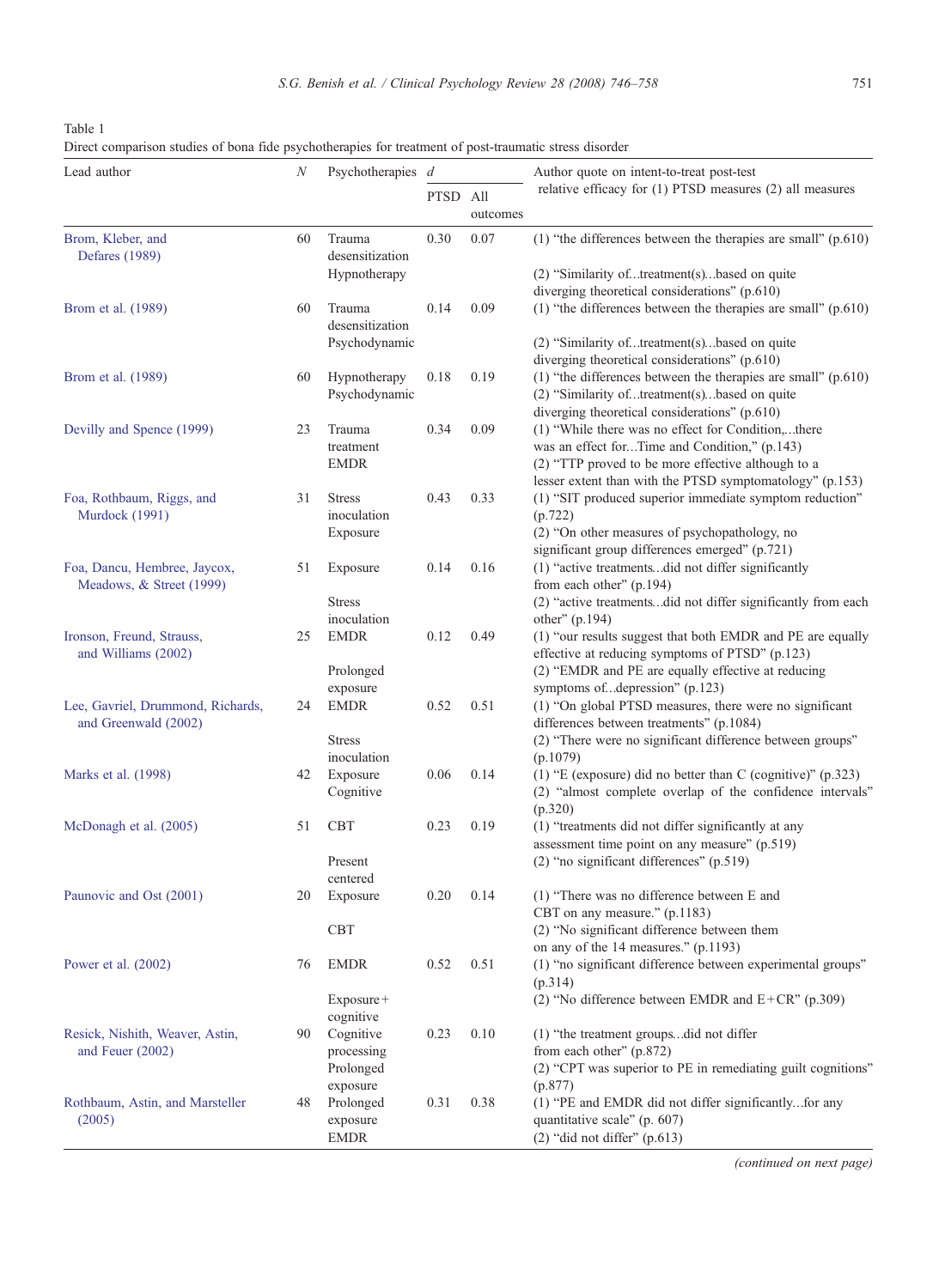Table 1
Direct comparison studies of bona fide psychotherapies for treatment of post-traumatic stress disorder

| Lead author | $N$ | Psychotherapies | $d$ | | Author quote on intent-to-treat post-test relative efficacy for (1) PTSD measures (2) all measures |
|---|---|---|---|---|---|
| | | | PTSD | All outcomes | |
| Brom, Kleber, and Defares (1989) | 60 | Trauma desensitization<br>Hypnotherapy | 0.30 | 0.07 | (1) "the differences between the therapies are small" (p.610)<br>(2) "Similarity of…treatment(s)…based on quite diverging theoretical considerations" (p.610) |
| Brom et al. (1989) | 60 | Trauma desensitization<br>Psychodynamic | 0.14 | 0.09 | (1) "the differences between the therapies are small" (p.610)<br>(2) "Similarity of…treatment(s)…based on quite diverging theoretical considerations" (p.610) |
| Brom et al. (1989) | 60 | Hypnotherapy<br>Psychodynamic | 0.18 | 0.19 | (1) "the differences between the therapies are small" (p.610)<br>(2) "Similarity of…treatment(s)…based on quite diverging theoretical considerations" (p.610) |
| Devilly and Spence (1999) | 23 | Trauma treatment<br>EMDR | 0.34 | 0.09 | (1) "While there was no effect for Condition,…there was an effect for…Time and Condition," (p.143)<br>(2) "TTP proved to be more effective although to a lesser extent than with the PTSD symptomatology" (p.153) |
| Foa, Rothbaum, Riggs, and Murdock (1991) | 31 | Stress inoculation<br>Exposure | 0.43 | 0.33 | (1) "SIT produced superior immediate symptom reduction" (p.722)<br>(2) "On other measures of psychopathology, no significant group differences emerged" (p.721) |
| Foa, Dancu, Hembree, Jaycox, Meadows, & Street (1999) | 51 | Exposure<br>Stress inoculation | 0.14 | 0.16 | (1) "active treatments…did not differ significantly from each other" (p.194)<br>(2) "active treatments…did not differ significantly from each other" (p.194) |
| Ironson, Freund, Strauss, and Williams (2002) | 25 | EMDR<br>Prolonged exposure | 0.12 | 0.49 | (1) "our results suggest that both EMDR and PE are equally effective at reducing symptoms of PTSD" (p.123)<br>(2) "EMDR and PE are equally effective at reducing symptoms of…depression" (p.123) |
| Lee, Gavriel, Drummond, Richards, and Greenwald (2002) | 24 | EMDR<br>Stress inoculation | 0.52 | 0.51 | (1) "On global PTSD measures, there were no significant differences between treatments" (p.1084)<br>(2) "There were no significant difference between groups" (p.1079) |
| Marks et al. (1998) | 42 | Exposure<br>Cognitive | 0.06 | 0.14 | (1) "E (exposure) did no better than C (cognitive)" (p.323)<br>(2) "almost complete overlap of the confidence intervals" (p.320) |
| McDonagh et al. (2005) | 51 | CBT<br>Present centered | 0.23 | 0.19 | (1) "treatments did not differ significantly at any assessment time point on any measure" (p.519)<br>(2) "no significant differences" (p.519) |
| Paunovic and Ost (2001) | 20 | Exposure<br>CBT | 0.20 | 0.14 | (1) "There was no difference between E and CBT on any measure." (p.1183)<br>(2) "No significant difference between them on any of the 14 measures." (p.1193) |
| Power et al. (2002) | 76 | EMDR<br>Exposure+cognitive | 0.52 | 0.51 | (1) "no significant difference between experimental groups" (p.314)<br>(2) "No difference between EMDR and E+CR" (p.309) |
| Resick, Nishith, Weaver, Astin, and Feuer (2002) | 90 | Cognitive processing<br>Prolonged exposure | 0.23 | 0.10 | (1) "the treatment groups…did not differ from each other" (p.872)<br>(2) "CPT was superior to PE in remediating guilt cognitions" (p.877) |
| Rothbaum, Astin, and Marsteller (2005) | 48 | Prolonged exposure<br>EMDR | 0.31 | 0.38 | (1) "PE and EMDR did not differ significantly…for any quantitative scale" (p. 607)<br>(2) "did not differ" (p.613) |

(continued on next page)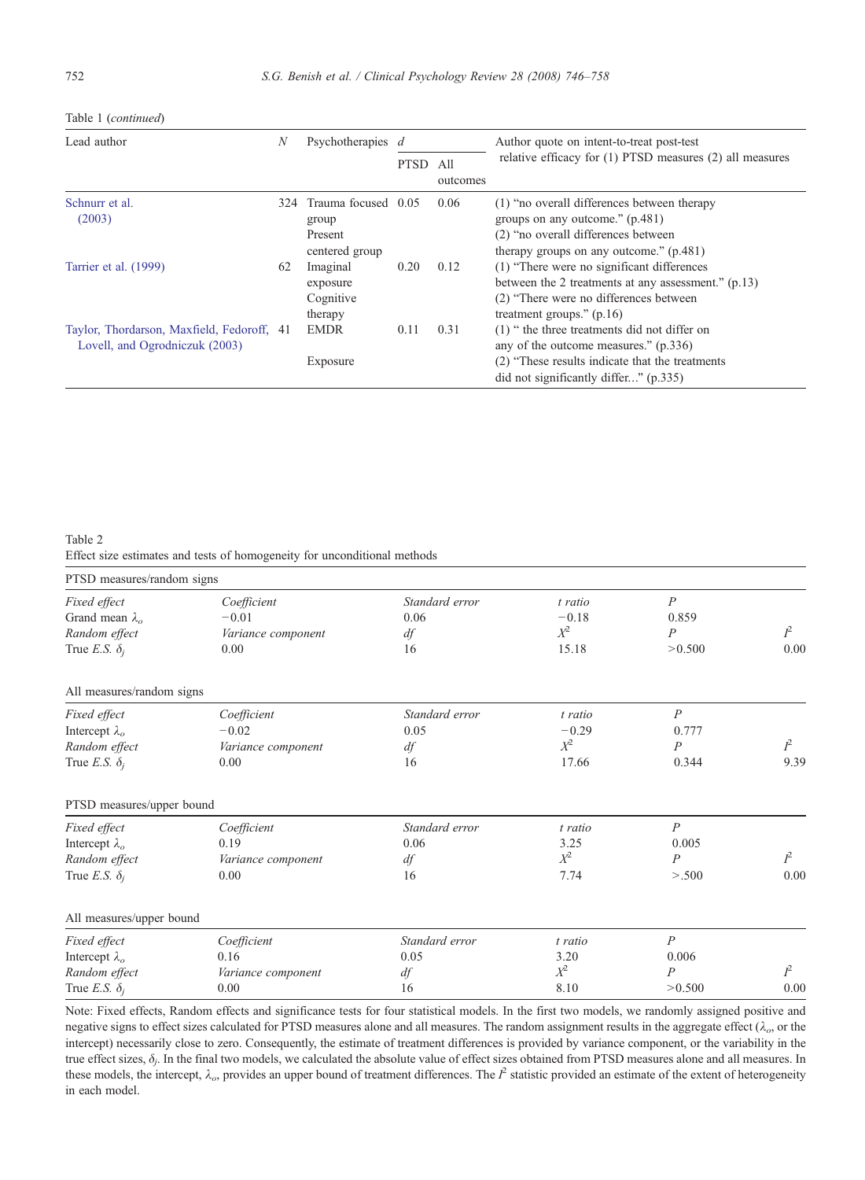Table 1 (*continued*)

| Lead author | N | Psychotherapies | d | | Author quote on intent-to-treat post-test relative efficacy for (1) PTSD measures (2) all measures |
|---|---|---|---|---|---|
| | | | PTSD | All outcomes | |
| Schnurr et al. (2003) | 324 | Trauma focused group<br>Present centered group | 0.05 | 0.06 | (1) "no overall differences between therapy groups on any outcome." (p.481)<br>(2) "no overall differences between therapy groups on any outcome." (p.481) |
| Tarrier et al. (1999) | 62 | Imaginal exposure<br>Cognitive therapy | 0.20 | 0.12 | (1) "There were no significant differences between the 2 treatments at any assessment." (p.13)<br>(2) "There were no differences between treatment groups." (p.16) |
| Taylor, Thordarson, Maxfield, Fedoroff, Lovell, and Ogrodniczuk (2003) | 41 | EMDR<br>Exposure | 0.11 | 0.31 | (1) " the three treatments did not differ on any of the outcome measures." (p.336)<br>(2) "These results indicate that the treatments did not significantly differ..." (p.335) |

Table 2

Effect size estimates and tests of homogeneity for unconditional methods

| PTSD measures/random signs | | | | | |
|---|---|---|---|---|---|
| *Fixed effect* | *Coefficient* | *Standard error* | *t ratio* | *P* | |
| Grand mean $\lambda_o$ | −0.01 | 0.06 | −0.18 | 0.859 | |
| *Random effect* | *Variance component* | *df* | $X^2$ | *P* | $I^2$ |
| True *E.S.* $\delta_j$ | 0.00 | 16 | 15.18 | >0.500 | 0.00 |
| **All measures/random signs** | | | | | |
| *Fixed effect* | *Coefficient* | *Standard error* | *t ratio* | *P* | |
| Intercept $\lambda_o$ | −0.02 | 0.05 | −0.29 | 0.777 | |
| *Random effect* | *Variance component* | *df* | $X^2$ | *P* | $I^2$ |
| True *E.S.* $\delta_j$ | 0.00 | 16 | 17.66 | 0.344 | 9.39 |
| **PTSD measures/upper bound** | | | | | |
| *Fixed effect* | *Coefficient* | *Standard error* | *t ratio* | *P* | |
| Intercept $\lambda_o$ | 0.19 | 0.06 | 3.25 | 0.005 | |
| *Random effect* | *Variance component* | *df* | $X^2$ | *P* | $I^2$ |
| True *E.S.* $\delta_j$ | 0.00 | 16 | 7.74 | >.500 | 0.00 |
| **All measures/upper bound** | | | | | |
| *Fixed effect* | *Coefficient* | *Standard error* | *t ratio* | *P* | |
| Intercept $\lambda_o$ | 0.16 | 0.05 | 3.20 | 0.006 | |
| *Random effect* | *Variance component* | *df* | $X^2$ | *P* | $I^2$ |
| True *E.S.* $\delta_j$ | 0.00 | 16 | 8.10 | >0.500 | 0.00 |

Note: Fixed effects, Random effects and significance tests for four statistical models. In the first two models, we randomly assigned positive and negative signs to effect sizes calculated for PTSD measures alone and all measures. The random assignment results in the aggregate effect ($\lambda_o$, or the intercept) necessarily close to zero. Consequently, the estimate of treatment differences is provided by variance component, or the variability in the true effect sizes, $\delta_j$. In the final two models, we calculated the absolute value of effect sizes obtained from PTSD measures alone and all measures. In these models, the intercept, $\lambda_o$, provides an upper bound of treatment differences. The $I^2$ statistic provided an estimate of the extent of heterogeneity in each model.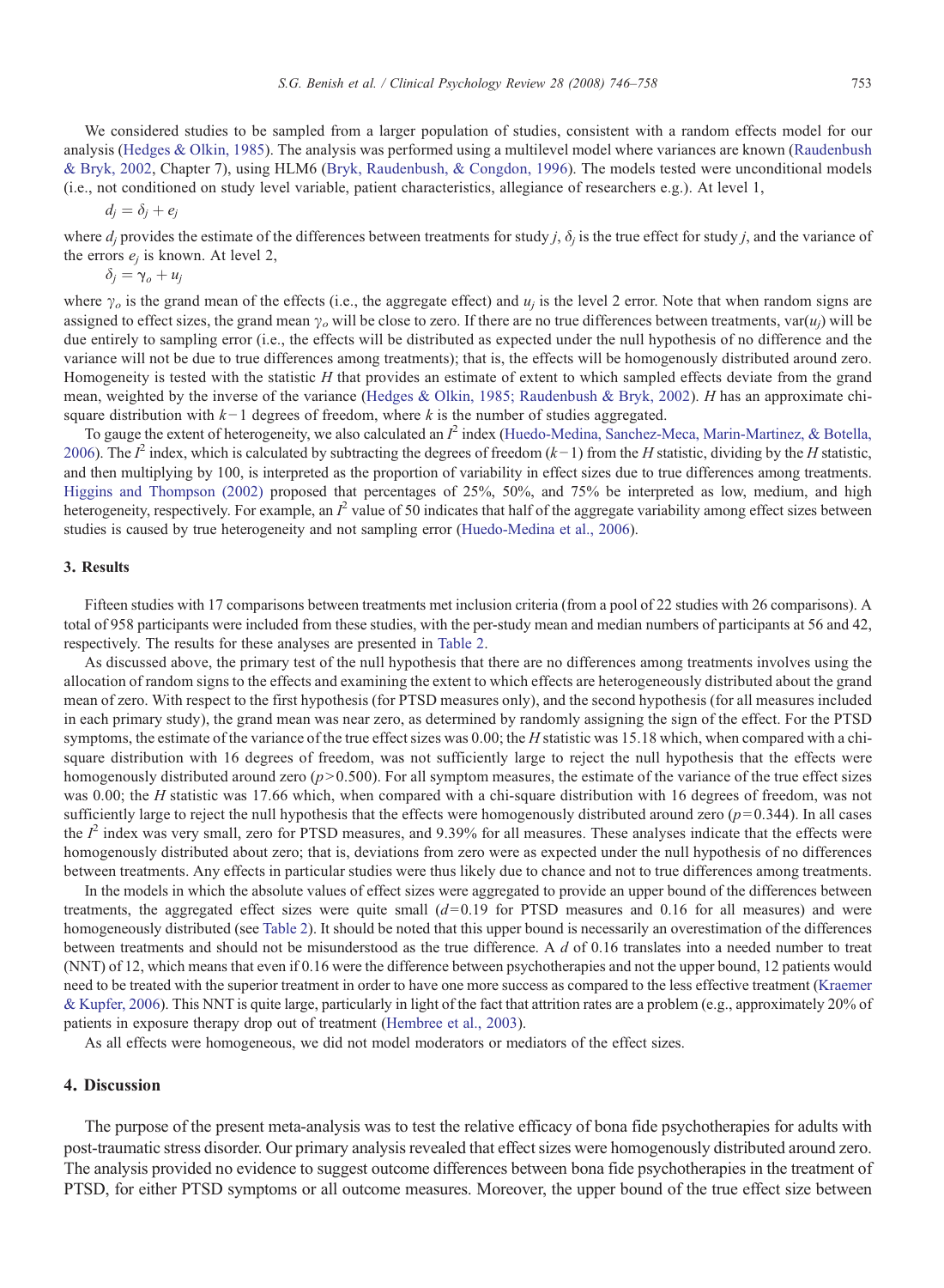We considered studies to be sampled from a larger population of studies, consistent with a random effects model for our analysis (Hedges & Olkin, 1985). The analysis was performed using a multilevel model where variances are known (Raudenbush & Bryk, 2002, Chapter 7), using HLM6 (Bryk, Raudenbush, & Congdon, 1996). The models tested were unconditional models (i.e., not conditioned on study level variable, patient characteristics, allegiance of researchers e.g.). At level 1,

$$d_j = \delta_j + e_j$$

where $d_j$ provides the estimate of the differences between treatments for study $j$, $\delta_j$ is the true effect for study $j$, and the variance of the errors $e_j$ is known. At level 2,

$$\delta_j = \gamma_o + u_j$$

where $\gamma_o$ is the grand mean of the effects (i.e., the aggregate effect) and $u_j$ is the level 2 error. Note that when random signs are assigned to effect sizes, the grand mean $\gamma_o$ will be close to zero. If there are no true differences between treatments, var($u_j$) will be due entirely to sampling error (i.e., the effects will be distributed as expected under the null hypothesis of no difference and the variance will not be due to true differences among treatments); that is, the effects will be homogenously distributed around zero. Homogeneity is tested with the statistic $H$ that provides an estimate of extent to which sampled effects deviate from the grand mean, weighted by the inverse of the variance (Hedges & Olkin, 1985; Raudenbush & Bryk, 2002). $H$ has an approximate chi-square distribution with $k-1$ degrees of freedom, where $k$ is the number of studies aggregated.

To gauge the extent of heterogeneity, we also calculated an $I^2$ index (Huedo-Medina, Sanchez-Meca, Marin-Martinez, & Botella, 2006). The $I^2$ index, which is calculated by subtracting the degrees of freedom ($k-1$) from the $H$ statistic, dividing by the $H$ statistic, and then multiplying by 100, is interpreted as the proportion of variability in effect sizes due to true differences among treatments. Higgins and Thompson (2002) proposed that percentages of 25%, 50%, and 75% be interpreted as low, medium, and high heterogeneity, respectively. For example, an $I^2$ value of 50 indicates that half of the aggregate variability among effect sizes between studies is caused by true heterogeneity and not sampling error (Huedo-Medina et al., 2006).

## 3. Results

Fifteen studies with 17 comparisons between treatments met inclusion criteria (from a pool of 22 studies with 26 comparisons). A total of 958 participants were included from these studies, with the per-study mean and median numbers of participants at 56 and 42, respectively. The results for these analyses are presented in Table 2.

As discussed above, the primary test of the null hypothesis that there are no differences among treatments involves using the allocation of random signs to the effects and examining the extent to which effects are heterogeneously distributed about the grand mean of zero. With respect to the first hypothesis (for PTSD measures only), and the second hypothesis (for all measures included in each primary study), the grand mean was near zero, as determined by randomly assigning the sign of the effect. For the PTSD symptoms, the estimate of the variance of the true effect sizes was 0.00; the $H$ statistic was 15.18 which, when compared with a chi-square distribution with 16 degrees of freedom, was not sufficiently large to reject the null hypothesis that the effects were homogenously distributed around zero ($p>0.500$). For all symptom measures, the estimate of the variance of the true effect sizes was 0.00; the $H$ statistic was 17.66 which, when compared with a chi-square distribution with 16 degrees of freedom, was not sufficiently large to reject the null hypothesis that the effects were homogenously distributed around zero ($p=0.344$). In all cases the $I^2$ index was very small, zero for PTSD measures, and 9.39% for all measures. These analyses indicate that the effects were homogenously distributed about zero; that is, deviations from zero were as expected under the null hypothesis of no differences between treatments. Any effects in particular studies were thus likely due to chance and not to true differences among treatments.

In the models in which the absolute values of effect sizes were aggregated to provide an upper bound of the differences between treatments, the aggregated effect sizes were quite small ($d=0.19$ for PTSD measures and 0.16 for all measures) and were homogeneously distributed (see Table 2). It should be noted that this upper bound is necessarily an overestimation of the differences between treatments and should not be misunderstood as the true difference. A $d$ of 0.16 translates into a needed number to treat (NNT) of 12, which means that even if 0.16 were the difference between psychotherapies and not the upper bound, 12 patients would need to be treated with the superior treatment in order to have one more success as compared to the less effective treatment (Kraemer & Kupfer, 2006). This NNT is quite large, particularly in light of the fact that attrition rates are a problem (e.g., approximately 20% of patients in exposure therapy drop out of treatment (Hembree et al., 2003).

As all effects were homogeneous, we did not model moderators or mediators of the effect sizes.

## 4. Discussion

The purpose of the present meta-analysis was to test the relative efficacy of bona fide psychotherapies for adults with post-traumatic stress disorder. Our primary analysis revealed that effect sizes were homogenously distributed around zero. The analysis provided no evidence to suggest outcome differences between bona fide psychotherapies in the treatment of PTSD, for either PTSD symptoms or all outcome measures. Moreover, the upper bound of the true effect size between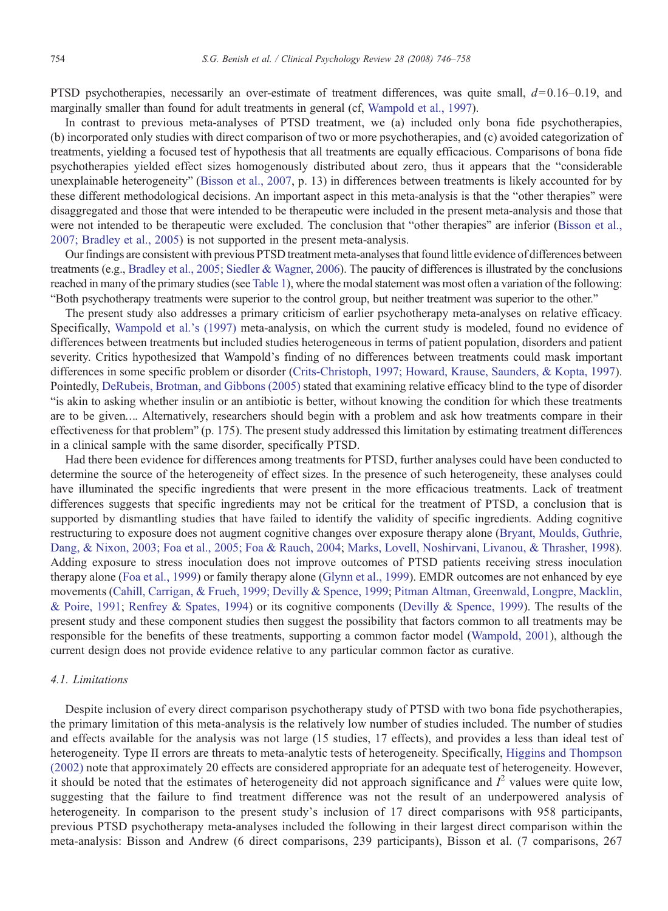PTSD psychotherapies, necessarily an over-estimate of treatment differences, was quite small, $d=0.16–0.19$, and marginally smaller than found for adult treatments in general (cf, Wampold et al., 1997).

In contrast to previous meta-analyses of PTSD treatment, we (a) included only bona fide psychotherapies, (b) incorporated only studies with direct comparison of two or more psychotherapies, and (c) avoided categorization of treatments, yielding a focused test of hypothesis that all treatments are equally efficacious. Comparisons of bona fide psychotherapies yielded effect sizes homogenously distributed about zero, thus it appears that the "considerable unexplainable heterogeneity" (Bisson et al., 2007, p. 13) in differences between treatments is likely accounted for by these different methodological decisions. An important aspect in this meta-analysis is that the "other therapies" were disaggregated and those that were intended to be therapeutic were included in the present meta-analysis and those that were not intended to be therapeutic were excluded. The conclusion that "other therapies" are inferior (Bisson et al., 2007; Bradley et al., 2005) is not supported in the present meta-analysis.

Our findings are consistent with previous PTSD treatment meta-analyses that found little evidence of differences between treatments (e.g., Bradley et al., 2005; Siedler & Wagner, 2006). The paucity of differences is illustrated by the conclusions reached in many of the primary studies (see Table 1), where the modal statement was most often a variation of the following: "Both psychotherapy treatments were superior to the control group, but neither treatment was superior to the other."

The present study also addresses a primary criticism of earlier psychotherapy meta-analyses on relative efficacy. Specifically, Wampold et al.'s (1997) meta-analysis, on which the current study is modeled, found no evidence of differences between treatments but included studies heterogeneous in terms of patient population, disorders and patient severity. Critics hypothesized that Wampold's finding of no differences between treatments could mask important differences in some specific problem or disorder (Crits-Christoph, 1997; Howard, Krause, Saunders, & Kopta, 1997). Pointedly, DeRubeis, Brotman, and Gibbons (2005) stated that examining relative efficacy blind to the type of disorder "is akin to asking whether insulin or an antibiotic is better, without knowing the condition for which these treatments are to be given…. Alternatively, researchers should begin with a problem and ask how treatments compare in their effectiveness for that problem" (p. 175). The present study addressed this limitation by estimating treatment differences in a clinical sample with the same disorder, specifically PTSD.

Had there been evidence for differences among treatments for PTSD, further analyses could have been conducted to determine the source of the heterogeneity of effect sizes. In the presence of such heterogeneity, these analyses could have illuminated the specific ingredients that were present in the more efficacious treatments. Lack of treatment differences suggests that specific ingredients may not be critical for the treatment of PTSD, a conclusion that is supported by dismantling studies that have failed to identify the validity of specific ingredients. Adding cognitive restructuring to exposure does not augment cognitive changes over exposure therapy alone (Bryant, Moulds, Guthrie, Dang, & Nixon, 2003; Foa et al., 2005; Foa & Rauch, 2004; Marks, Lovell, Noshirvani, Livanou, & Thrasher, 1998). Adding exposure to stress inoculation does not improve outcomes of PTSD patients receiving stress inoculation therapy alone (Foa et al., 1999) or family therapy alone (Glynn et al., 1999). EMDR outcomes are not enhanced by eye movements (Cahill, Carrigan, & Frueh, 1999; Devilly & Spence, 1999; Pitman Altman, Greenwald, Longpre, Macklin, & Poire, 1991; Renfrey & Spates, 1994) or its cognitive components (Devilly & Spence, 1999). The results of the present study and these component studies then suggest the possibility that factors common to all treatments may be responsible for the benefits of these treatments, supporting a common factor model (Wampold, 2001), although the current design does not provide evidence relative to any particular common factor as curative.

### *4.1. Limitations*

Despite inclusion of every direct comparison psychotherapy study of PTSD with two bona fide psychotherapies, the primary limitation of this meta-analysis is the relatively low number of studies included. The number of studies and effects available for the analysis was not large (15 studies, 17 effects), and provides a less than ideal test of heterogeneity. Type II errors are threats to meta-analytic tests of heterogeneity. Specifically, Higgins and Thompson (2002) note that approximately 20 effects are considered appropriate for an adequate test of heterogeneity. However, it should be noted that the estimates of heterogeneity did not approach significance and $I^2$ values were quite low, suggesting that the failure to find treatment difference was not the result of an underpowered analysis of heterogeneity. In comparison to the present study's inclusion of 17 direct comparisons with 958 participants, previous PTSD psychotherapy meta-analyses included the following in their largest direct comparison within the meta-analysis: Bisson and Andrew (6 direct comparisons, 239 participants), Bisson et al. (7 comparisons, 267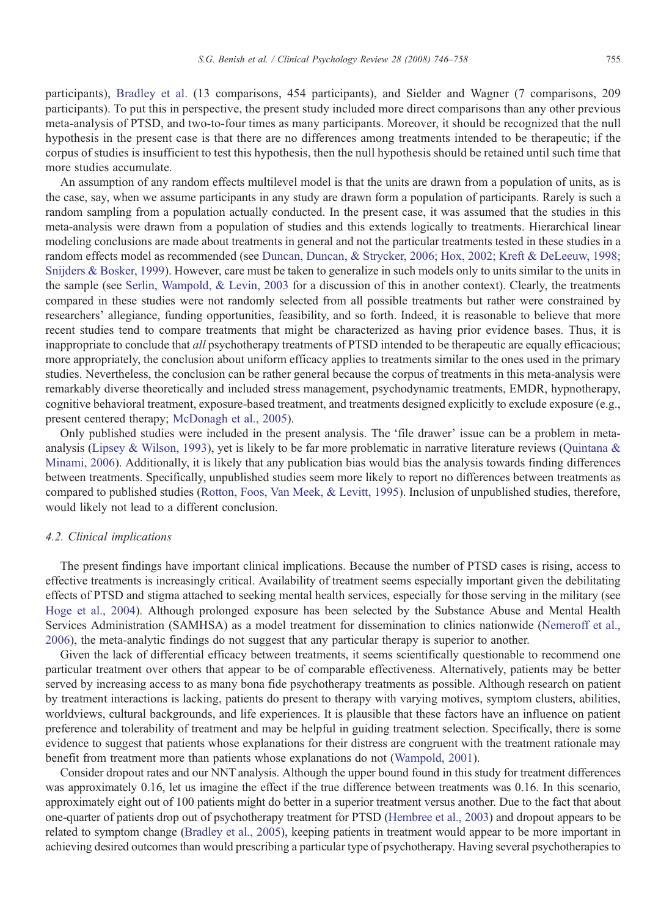participants), Bradley et al. (13 comparisons, 454 participants), and Sielder and Wagner (7 comparisons, 209 participants). To put this in perspective, the present study included more direct comparisons than any other previous meta-analysis of PTSD, and two-to-four times as many participants. Moreover, it should be recognized that the null hypothesis in the present case is that there are no differences among treatments intended to be therapeutic; if the corpus of studies is insufficient to test this hypothesis, then the null hypothesis should be retained until such time that more studies accumulate.

An assumption of any random effects multilevel model is that the units are drawn from a population of units, as is the case, say, when we assume participants in any study are drawn form a population of participants. Rarely is such a random sampling from a population actually conducted. In the present case, it was assumed that the studies in this meta-analysis were drawn from a population of studies and this extends logically to treatments. Hierarchical linear modeling conclusions are made about treatments in general and not the particular treatments tested in these studies in a random effects model as recommended (see Duncan, Duncan, & Strycker, 2006; Hox, 2002; Kreft & DeLeeuw, 1998; Snijders & Bosker, 1999). However, care must be taken to generalize in such models only to units similar to the units in the sample (see Serlin, Wampold, & Levin, 2003 for a discussion of this in another context). Clearly, the treatments compared in these studies were not randomly selected from all possible treatments but rather were constrained by researchers' allegiance, funding opportunities, feasibility, and so forth. Indeed, it is reasonable to believe that more recent studies tend to compare treatments that might be characterized as having prior evidence bases. Thus, it is inappropriate to conclude that *all* psychotherapy treatments of PTSD intended to be therapeutic are equally efficacious; more appropriately, the conclusion about uniform efficacy applies to treatments similar to the ones used in the primary studies. Nevertheless, the conclusion can be rather general because the corpus of treatments in this meta-analysis were remarkably diverse theoretically and included stress management, psychodynamic treatments, EMDR, hypnotherapy, cognitive behavioral treatment, exposure-based treatment, and treatments designed explicitly to exclude exposure (e.g., present centered therapy; McDonagh et al., 2005).

Only published studies were included in the present analysis. The 'file drawer' issue can be a problem in meta-analysis (Lipsey & Wilson, 1993), yet is likely to be far more problematic in narrative literature reviews (Quintana & Minami, 2006). Additionally, it is likely that any publication bias would bias the analysis towards finding differences between treatments. Specifically, unpublished studies seem more likely to report no differences between treatments as compared to published studies (Rotton, Foos, Van Meek, & Levitt, 1995). Inclusion of unpublished studies, therefore, would likely not lead to a different conclusion.

### 4.2. Clinical implications

The present findings have important clinical implications. Because the number of PTSD cases is rising, access to effective treatments is increasingly critical. Availability of treatment seems especially important given the debilitating effects of PTSD and stigma attached to seeking mental health services, especially for those serving in the military (see Hoge et al., 2004). Although prolonged exposure has been selected by the Substance Abuse and Mental Health Services Administration (SAMHSA) as a model treatment for dissemination to clinics nationwide (Nemeroff et al., 2006), the meta-analytic findings do not suggest that any particular therapy is superior to another.

Given the lack of differential efficacy between treatments, it seems scientifically questionable to recommend one particular treatment over others that appear to be of comparable effectiveness. Alternatively, patients may be better served by increasing access to as many bona fide psychotherapy treatments as possible. Although research on patient by treatment interactions is lacking, patients do present to therapy with varying motives, symptom clusters, abilities, worldviews, cultural backgrounds, and life experiences. It is plausible that these factors have an influence on patient preference and tolerability of treatment and may be helpful in guiding treatment selection. Specifically, there is some evidence to suggest that patients whose explanations for their distress are congruent with the treatment rationale may benefit from treatment more than patients whose explanations do not (Wampold, 2001).

Consider dropout rates and our NNT analysis. Although the upper bound found in this study for treatment differences was approximately 0.16, let us imagine the effect if the true difference between treatments was 0.16. In this scenario, approximately eight out of 100 patients might do better in a superior treatment versus another. Due to the fact that about one-quarter of patients drop out of psychotherapy treatment for PTSD (Hembree et al., 2003) and dropout appears to be related to symptom change (Bradley et al., 2005), keeping patients in treatment would appear to be more important in achieving desired outcomes than would prescribing a particular type of psychotherapy. Having several psychotherapies to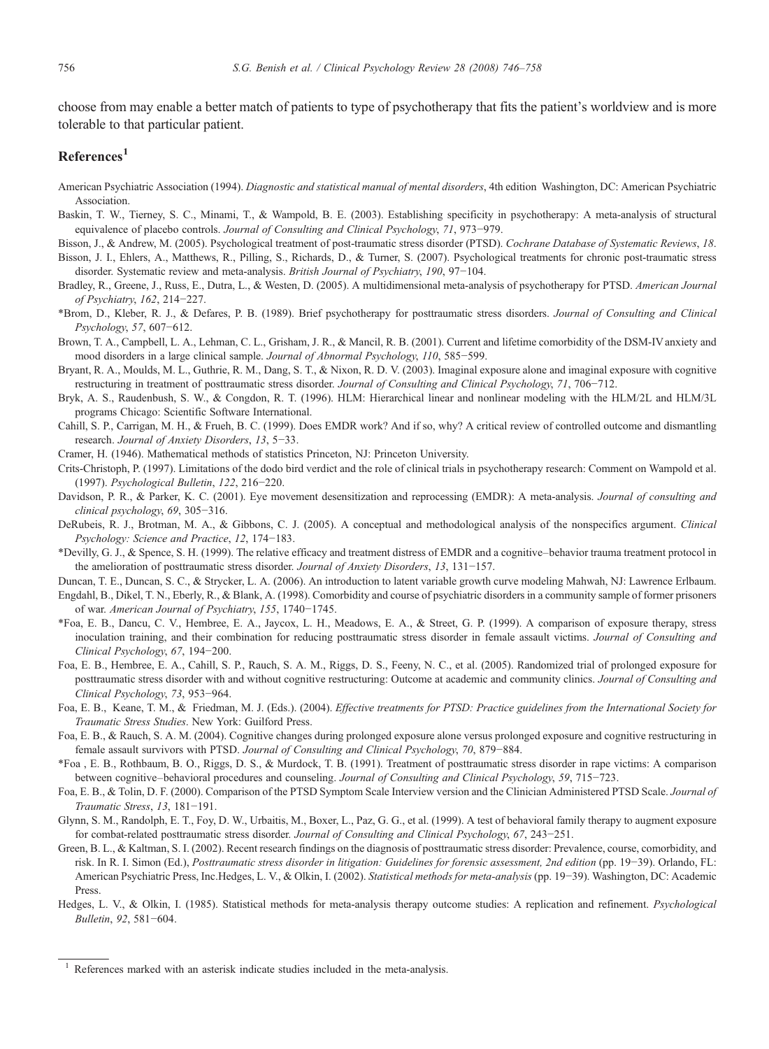choose from may enable a better match of patients to type of psychotherapy that fits the patient's worldview and is more tolerable to that particular patient.

## References[1]

American Psychiatric Association (1994). *Diagnostic and statistical manual of mental disorders*, 4th edition Washington, DC: American Psychiatric Association.

Baskin, T. W., Tierney, S. C., Minami, T., & Wampold, B. E. (2003). Establishing specificity in psychotherapy: A meta-analysis of structural equivalence of placebo controls. *Journal of Consulting and Clinical Psychology*, *71*, 973−979.

Bisson, J., & Andrew, M. (2005). Psychological treatment of post-traumatic stress disorder (PTSD). *Cochrane Database of Systematic Reviews*, *18*.

Bisson, J. I., Ehlers, A., Matthews, R., Pilling, S., Richards, D., & Turner, S. (2007). Psychological treatments for chronic post-traumatic stress disorder. Systematic review and meta-analysis. *British Journal of Psychiatry*, *190*, 97−104.

Bradley, R., Greene, J., Russ, E., Dutra, L., & Westen, D. (2005). A multidimensional meta-analysis of psychotherapy for PTSD. *American Journal of Psychiatry*, *162*, 214−227.

*Brom, D., Kleber, R. J., & Defares, P. B. (1989). Brief psychotherapy for posttraumatic stress disorders. *Journal of Consulting and Clinical Psychology*, *57*, 607−612.

Brown, T. A., Campbell, L. A., Lehman, C. L., Grisham, J. R., & Mancil, R. B. (2001). Current and lifetime comorbidity of the DSM-IV anxiety and mood disorders in a large clinical sample. *Journal of Abnormal Psychology*, *110*, 585−599.

Bryant, R. A., Moulds, M. L., Guthrie, R. M., Dang, S. T., & Nixon, R. D. V. (2003). Imaginal exposure alone and imaginal exposure with cognitive restructuring in treatment of posttraumatic stress disorder. *Journal of Consulting and Clinical Psychology*, *71*, 706−712.

Bryk, A. S., Raudenbush, S. W., & Congdon, R. T. (1996). HLM: Hierarchical linear and nonlinear modeling with the HLM/2L and HLM/3L programs Chicago: Scientific Software International.

Cahill, S. P., Carrigan, M. H., & Frueh, B. C. (1999). Does EMDR work? And if so, why? A critical review of controlled outcome and dismantling research. *Journal of Anxiety Disorders*, *13*, 5−33.

Cramer, H. (1946). Mathematical methods of statistics Princeton, NJ: Princeton University.

Crits-Christoph, P. (1997). Limitations of the dodo bird verdict and the role of clinical trials in psychotherapy research: Comment on Wampold et al. (1997). *Psychological Bulletin*, *122*, 216−220.

Davidson, P. R., & Parker, K. C. (2001). Eye movement desensitization and reprocessing (EMDR): A meta-analysis. *Journal of consulting and clinical psychology*, *69*, 305−316.

DeRubeis, R. J., Brotman, M. A., & Gibbons, C. J. (2005). A conceptual and methodological analysis of the nonspecifics argument. *Clinical Psychology: Science and Practice*, *12*, 174−183.

*Devilly, G. J., & Spence, S. H. (1999). The relative efficacy and treatment distress of EMDR and a cognitive–behavior trauma treatment protocol in the amelioration of posttraumatic stress disorder. *Journal of Anxiety Disorders*, *13*, 131−157.

Duncan, T. E., Duncan, S. C., & Strycker, L. A. (2006). An introduction to latent variable growth curve modeling Mahwah, NJ: Lawrence Erlbaum.

Engdahl, B., Dikel, T. N., Eberly, R., & Blank, A. (1998). Comorbidity and course of psychiatric disorders in a community sample of former prisoners of war. *American Journal of Psychiatry*, *155*, 1740−1745.

*Foa, E. B., Dancu, C. V., Hembree, E. A., Jaycox, L. H., Meadows, E. A., & Street, G. P. (1999). A comparison of exposure therapy, stress inoculation training, and their combination for reducing posttraumatic stress disorder in female assault victims. *Journal of Consulting and Clinical Psychology*, *67*, 194−200.

Foa, E. B., Hembree, E. A., Cahill, S. P., Rauch, S. A. M., Riggs, D. S., Feeny, N. C., et al. (2005). Randomized trial of prolonged exposure for posttraumatic stress disorder with and without cognitive restructuring: Outcome at academic and community clinics. *Journal of Consulting and Clinical Psychology*, *73*, 953−964.

Foa, E. B., Keane, T. M., & Friedman, M. J. (Eds.). (2004). *Effective treatments for PTSD: Practice guidelines from the International Society for Traumatic Stress Studies*. New York: Guilford Press.

Foa, E. B., & Rauch, S. A. M. (2004). Cognitive changes during prolonged exposure alone versus prolonged exposure and cognitive restructuring in female assault survivors with PTSD. *Journal of Consulting and Clinical Psychology*, *70*, 879−884.

*Foa , E. B., Rothbaum, B. O., Riggs, D. S., & Murdock, T. B. (1991). Treatment of posttraumatic stress disorder in rape victims: A comparison between cognitive–behavioral procedures and counseling. *Journal of Consulting and Clinical Psychology*, *59*, 715−723.

Foa, E. B., & Tolin, D. F. (2000). Comparison of the PTSD Symptom Scale Interview version and the Clinician Administered PTSD Scale. *Journal of Traumatic Stress*, *13*, 181−191.

Glynn, S. M., Randolph, E. T., Foy, D. W., Urbaitis, M., Boxer, L., Paz, G. G., et al. (1999). A test of behavioral family therapy to augment exposure for combat-related posttraumatic stress disorder. *Journal of Consulting and Clinical Psychology*, *67*, 243−251.

Green, B. L., & Kaltman, S. I. (2002). Recent research findings on the diagnosis of posttraumatic stress disorder: Prevalence, course, comorbidity, and risk. In R. I. Simon (Ed.), *Posttraumatic stress disorder in litigation: Guidelines for forensic assessment, 2nd edition* (pp. 19−39). Orlando, FL: American Psychiatric Press, Inc.Hedges, L. V., & Olkin, I. (2002). *Statistical methods for meta-analysis* (pp. 19−39). Washington, DC: Academic Press.

Hedges, L. V., & Olkin, I. (1985). Statistical methods for meta-analysis therapy outcome studies: A replication and refinement. *Psychological Bulletin*, *92*, 581−604.

[1] References marked with an asterisk indicate studies included in the meta-analysis.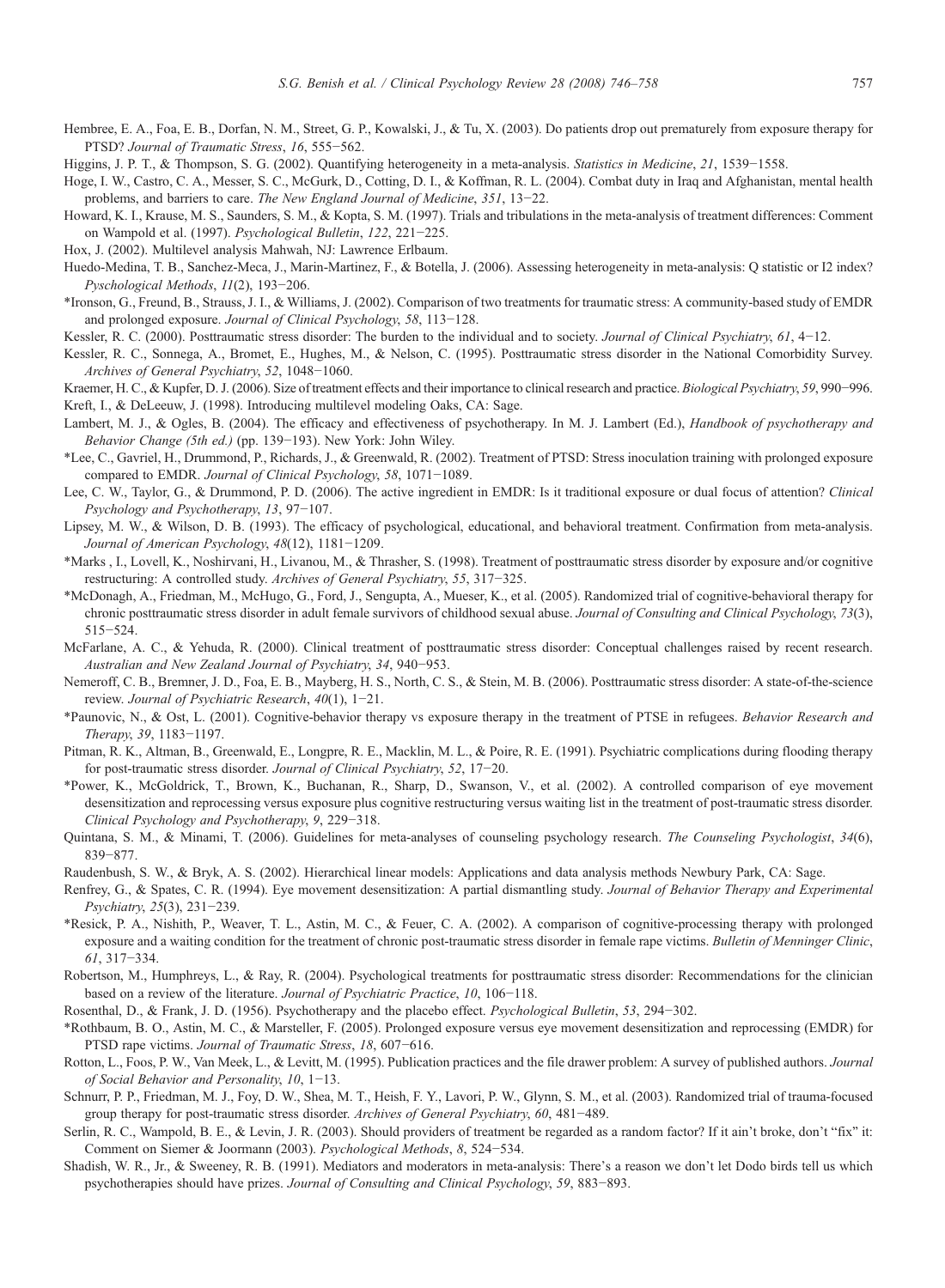Hembree, E. A., Foa, E. B., Dorfan, N. M., Street, G. P., Kowalski, J., & Tu, X. (2003). Do patients drop out prematurely from exposure therapy for PTSD? *Journal of Traumatic Stress*, *16*, 555−562.

Higgins, J. P. T., & Thompson, S. G. (2002). Quantifying heterogeneity in a meta-analysis. *Statistics in Medicine*, *21*, 1539−1558.

Hoge, I. W., Castro, C. A., Messer, S. C., McGurk, D., Cotting, D. I., & Koffman, R. L. (2004). Combat duty in Iraq and Afghanistan, mental health problems, and barriers to care. *The New England Journal of Medicine*, *351*, 13−22.

Howard, K. I., Krause, M. S., Saunders, S. M., & Kopta, S. M. (1997). Trials and tribulations in the meta-analysis of treatment differences: Comment on Wampold et al. (1997). *Psychological Bulletin*, *122*, 221−225.

Hox, J. (2002). Multilevel analysis Mahwah, NJ: Lawrence Erlbaum.

Huedo-Medina, T. B., Sanchez-Meca, J., Marin-Martinez, F., & Botella, J. (2006). Assessing heterogeneity in meta-analysis: Q statistic or I2 index? *Pyschological Methods*, *11*(2), 193−206.

*Ironson, G., Freund, B., Strauss, J. I., & Williams, J. (2002). Comparison of two treatments for traumatic stress: A community-based study of EMDR and prolonged exposure. *Journal of Clinical Psychology*, *58*, 113−128.

Kessler, R. C. (2000). Posttraumatic stress disorder: The burden to the individual and to society. *Journal of Clinical Psychiatry*, *61*, 4−12.

Kessler, R. C., Sonnega, A., Bromet, E., Hughes, M., & Nelson, C. (1995). Posttraumatic stress disorder in the National Comorbidity Survey. *Archives of General Psychiatry*, *52*, 1048−1060.

Kraemer, H. C., & Kupfer, D. J. (2006). Size of treatment effects and their importance to clinical research and practice. *Biological Psychiatry*, *59*, 990−996.

Kreft, I., & DeLeeuw, J. (1998). Introducing multilevel modeling Oaks, CA: Sage.

Lambert, M. J., & Ogles, B. (2004). The efficacy and effectiveness of psychotherapy. In M. J. Lambert (Ed.), *Handbook of psychotherapy and Behavior Change (5th ed.)* (pp. 139−193). New York: John Wiley.

*Lee, C., Gavriel, H., Drummond, P., Richards, J., & Greenwald, R. (2002). Treatment of PTSD: Stress inoculation training with prolonged exposure compared to EMDR. *Journal of Clinical Psychology*, *58*, 1071−1089.

Lee, C. W., Taylor, G., & Drummond, P. D. (2006). The active ingredient in EMDR: Is it traditional exposure or dual focus of attention? *Clinical Psychology and Psychotherapy*, *13*, 97−107.

Lipsey, M. W., & Wilson, D. B. (1993). The efficacy of psychological, educational, and behavioral treatment. Confirmation from meta-analysis. *Journal of American Psychology*, *48*(12), 1181−1209.

*Marks , I., Lovell, K., Noshirvani, H., Livanou, M., & Thrasher, S. (1998). Treatment of posttraumatic stress disorder by exposure and/or cognitive restructuring: A controlled study. *Archives of General Psychiatry*, *55*, 317−325.

*McDonagh, A., Friedman, M., McHugo, G., Ford, J., Sengupta, A., Mueser, K., et al. (2005). Randomized trial of cognitive-behavioral therapy for chronic posttraumatic stress disorder in adult female survivors of childhood sexual abuse. *Journal of Consulting and Clinical Psychology*, *73*(3), 515−524.

McFarlane, A. C., & Yehuda, R. (2000). Clinical treatment of posttraumatic stress disorder: Conceptual challenges raised by recent research. *Australian and New Zealand Journal of Psychiatry*, *34*, 940−953.

Nemeroff, C. B., Bremner, J. D., Foa, E. B., Mayberg, H. S., North, C. S., & Stein, M. B. (2006). Posttraumatic stress disorder: A state-of-the-science review. *Journal of Psychiatric Research*, *40*(1), 1−21.

*Paunovic, N., & Ost, L. (2001). Cognitive-behavior therapy vs exposure therapy in the treatment of PTSE in refugees. *Behavior Research and Therapy*, *39*, 1183−1197.

Pitman, R. K., Altman, B., Greenwald, E., Longpre, R. E., Macklin, M. L., & Poire, R. E. (1991). Psychiatric complications during flooding therapy for post-traumatic stress disorder. *Journal of Clinical Psychiatry*, *52*, 17−20.

*Power, K., McGoldrick, T., Brown, K., Buchanan, R., Sharp, D., Swanson, V., et al. (2002). A controlled comparison of eye movement desensitization and reprocessing versus exposure plus cognitive restructuring versus waiting list in the treatment of post-traumatic stress disorder. *Clinical Psychology and Psychotherapy*, *9*, 229−318.

Quintana, S. M., & Minami, T. (2006). Guidelines for meta-analyses of counseling psychology research. *The Counseling Psychologist*, *34*(6), 839−877.

Raudenbush, S. W., & Bryk, A. S. (2002). Hierarchical linear models: Applications and data analysis methods Newbury Park, CA: Sage.

Renfrey, G., & Spates, C. R. (1994). Eye movement desensitization: A partial dismantling study. *Journal of Behavior Therapy and Experimental Psychiatry*, *25*(3), 231−239.

*Resick, P. A., Nishith, P., Weaver, T. L., Astin, M. C., & Feuer, C. A. (2002). A comparison of cognitive-processing therapy with prolonged exposure and a waiting condition for the treatment of chronic post-traumatic stress disorder in female rape victims. *Bulletin of Menninger Clinic*, *61*, 317−334.

Robertson, M., Humphreys, L., & Ray, R. (2004). Psychological treatments for posttraumatic stress disorder: Recommendations for the clinician based on a review of the literature. *Journal of Psychiatric Practice*, *10*, 106−118.

Rosenthal, D., & Frank, J. D. (1956). Psychotherapy and the placebo effect. *Psychological Bulletin*, *53*, 294−302.

*Rothbaum, B. O., Astin, M. C., & Marsteller, F. (2005). Prolonged exposure versus eye movement desensitization and reprocessing (EMDR) for PTSD rape victims. *Journal of Traumatic Stress*, *18*, 607−616.

Rotton, L., Foos, P. W., Van Meek, L., & Levitt, M. (1995). Publication practices and the file drawer problem: A survey of published authors. *Journal of Social Behavior and Personality*, *10*, 1−13.

Schnurr, P. P., Friedman, M. J., Foy, D. W., Shea, M. T., Heish, F. Y., Lavori, P. W., Glynn, S. M., et al. (2003). Randomized trial of trauma-focused group therapy for post-traumatic stress disorder. *Archives of General Psychiatry*, *60*, 481−489.

Serlin, R. C., Wampold, B. E., & Levin, J. R. (2003). Should providers of treatment be regarded as a random factor? If it ain't broke, don't "fix" it: Comment on Siemer & Joormann (2003). *Psychological Methods*, *8*, 524−534.

Shadish, W. R., Jr., & Sweeney, R. B. (1991). Mediators and moderators in meta-analysis: There's a reason we don't let Dodo birds tell us which psychotherapies should have prizes. *Journal of Consulting and Clinical Psychology*, *59*, 883−893.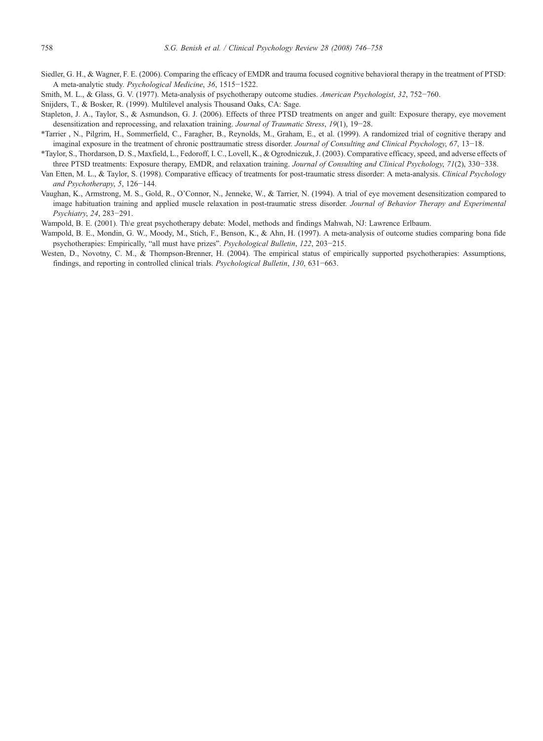Siedler, G. H., & Wagner, F. E. (2006). Comparing the efficacy of EMDR and trauma focused cognitive behavioral therapy in the treatment of PTSD: A meta-analytic study. *Psychological Medicine*, *36*, 1515−1522.

Smith, M. L., & Glass, G. V. (1977). Meta-analysis of psychotherapy outcome studies. *American Psychologist*, *32*, 752−760.

Snijders, T., & Bosker, R. (1999). Multilevel analysis Thousand Oaks, CA: Sage.

Stapleton, J. A., Taylor, S., & Asmundson, G. J. (2006). Effects of three PTSD treatments on anger and guilt: Exposure therapy, eye movement desensitization and reprocessing, and relaxation training. *Journal of Traumatic Stress*, *19*(1), 19−28.

*Tarrier , N., Pilgrim, H., Sommerfield, C., Faragher, B., Reynolds, M., Graham, E., et al. (1999). A randomized trial of cognitive therapy and imaginal exposure in the treatment of chronic posttraumatic stress disorder. *Journal of Consulting and Clinical Psychology*, *67*, 13−18.

*Taylor, S., Thordarson, D. S., Maxfield, L., Fedoroff, I. C., Lovell, K., & Ogrodniczuk, J. (2003). Comparative efficacy, speed, and adverse effects of three PTSD treatments: Exposure therapy, EMDR, and relaxation training. *Journal of Consulting and Clinical Psychology*, *71*(2), 330−338.

Van Etten, M. L., & Taylor, S. (1998). Comparative efficacy of treatments for post-traumatic stress disorder: A meta-analysis. *Clinical Psychology and Psychotherapy*, *5*, 126−144.

Vaughan, K., Armstrong, M. S., Gold, R., O'Connor, N., Jenneke, W., & Tarrier, N. (1994). A trial of eye movement desensitization compared to image habituation training and applied muscle relaxation in post-traumatic stress disorder. *Journal of Behavior Therapy and Experimental Psychiatry*, *24*, 283−291.

Wampold, B. E. (2001). Th\e great psychotherapy debate: Model, methods and findings Mahwah, NJ: Lawrence Erlbaum.

Wampold, B. E., Mondin, G. W., Moody, M., Stich, F., Benson, K., & Ahn, H. (1997). A meta-analysis of outcome studies comparing bona fide psychotherapies: Empirically, "all must have prizes". *Psychological Bulletin*, *122*, 203−215.

Westen, D., Novotny, C. M., & Thompson-Brenner, H. (2004). The empirical status of empirically supported psychotherapies: Assumptions, findings, and reporting in controlled clinical trials. *Psychological Bulletin*, *130*, 631−663.